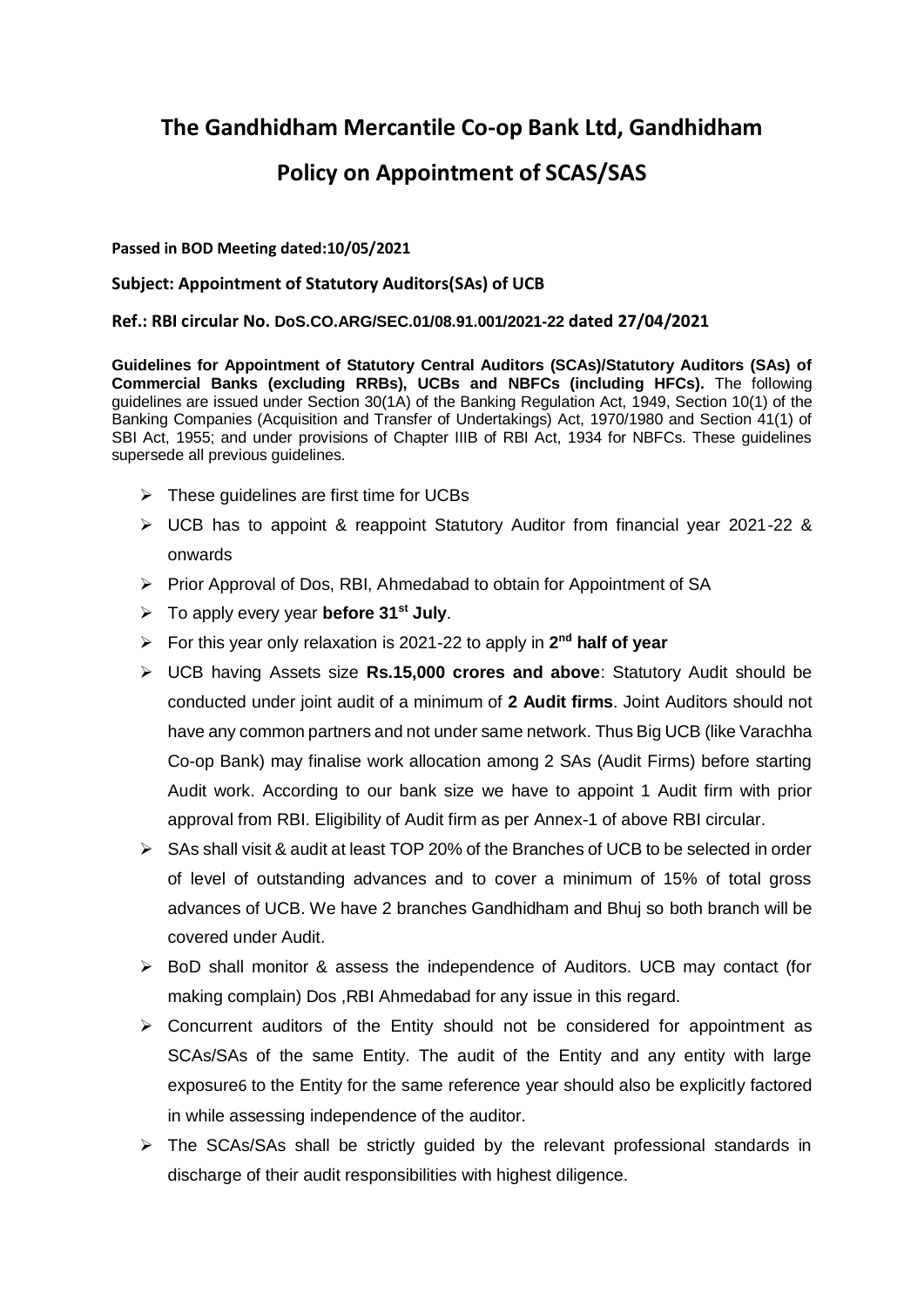# The Gandhidham Mercantile Co-op Bank Ltd, Gandhidham

# Policy on Appointment of SCAS/SAS

**Passed in BOD Meeting dated:10/05/2021**

**Subject: Appointment of Statutory Auditors(SAs) of UCB**

**Ref.: RBI circular No. DoS.CO.ARG/SEC.01/08.91.001/2021-22 dated 27/04/2021**

**Guidelines for Appointment of Statutory Central Auditors (SCAs)/Statutory Auditors (SAs) of Commercial Banks (excluding RRBs), UCBs and NBFCs (including HFCs).** The following guidelines are issued under Section 30(1A) of the Banking Regulation Act, 1949, Section 10(1) of the Banking Companies (Acquisition and Transfer of Undertakings) Act, 1970/1980 and Section 41(1) of SBI Act, 1955; and under provisions of Chapter IIIB of RBI Act, 1934 for NBFCs. These guidelines supersede all previous guidelines.

- These guidelines are first time for UCBs
- UCB has to appoint & reappoint Statutory Auditor from financial year 2021-22 & onwards
- Prior Approval of Dos, RBI, Ahmedabad to obtain for Appointment of SA
- To apply every year **before 31st July**.
- For this year only relaxation is 2021-22 to apply in **2nd half of year**
- UCB having Assets size **Rs.15,000 crores and above**: Statutory Audit should be conducted under joint audit of a minimum of **2 Audit firms**. Joint Auditors should not have any common partners and not under same network. Thus Big UCB (like Varachha Co-op Bank) may finalise work allocation among 2 SAs (Audit Firms) before starting Audit work. According to our bank size we have to appoint 1 Audit firm with prior approval from RBI. Eligibility of Audit firm as per Annex-1 of above RBI circular.
- SAs shall visit & audit at least TOP 20% of the Branches of UCB to be selected in order of level of outstanding advances and to cover a minimum of 15% of total gross advances of UCB. We have 2 branches Gandhidham and Bhuj so both branch will be covered under Audit.
- BoD shall monitor & assess the independence of Auditors. UCB may contact (for making complain) Dos ,RBI Ahmedabad for any issue in this regard.
- Concurrent auditors of the Entity should not be considered for appointment as SCAs/SAs of the same Entity. The audit of the Entity and any entity with large exposure6 to the Entity for the same reference year should also be explicitly factored in while assessing independence of the auditor.
- The SCAs/SAs shall be strictly guided by the relevant professional standards in discharge of their audit responsibilities with highest diligence.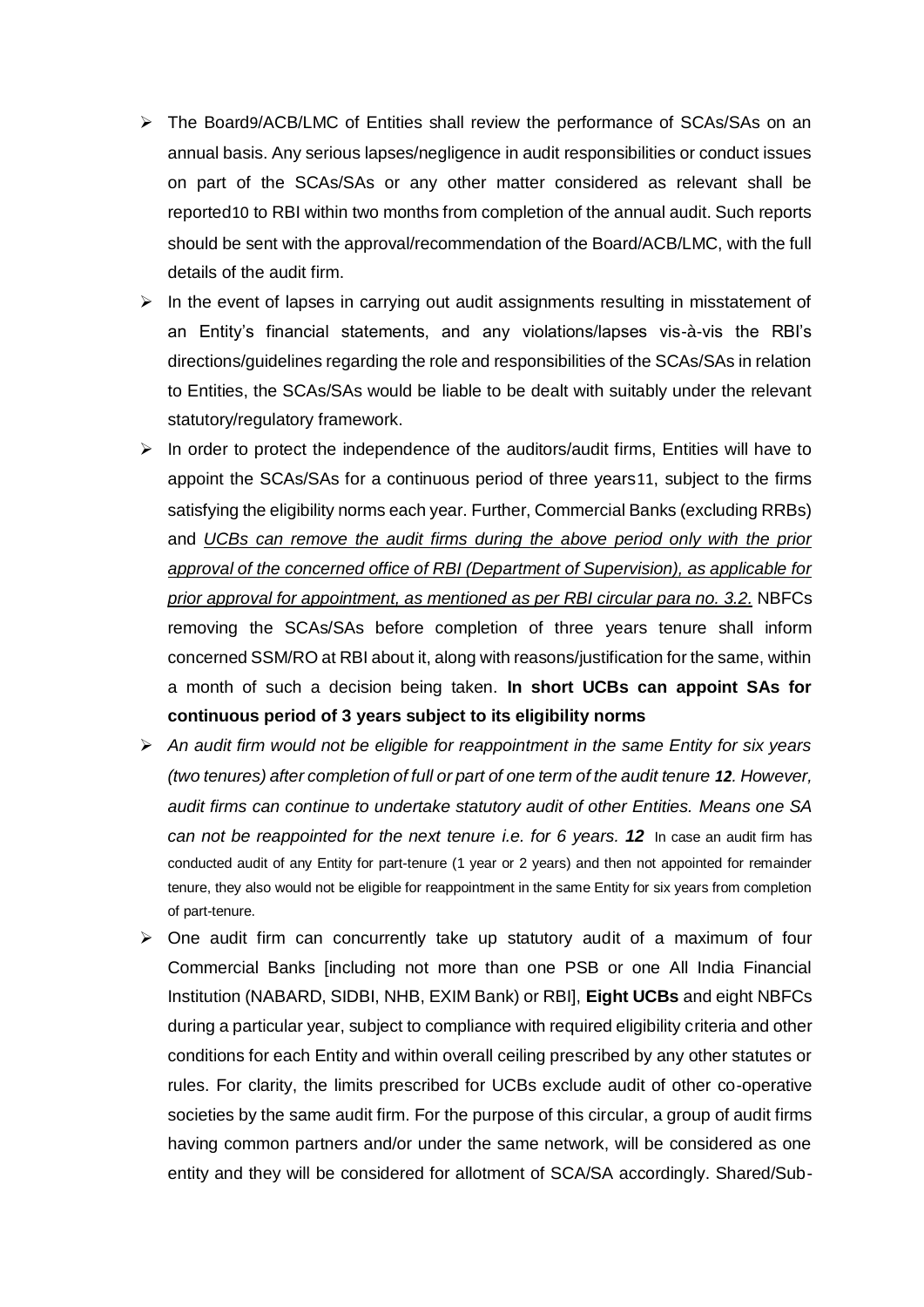- The Board[9]/ACB/LMC of Entities shall review the performance of SCAs/SAs on an annual basis. Any serious lapses/negligence in audit responsibilities or conduct issues on part of the SCAs/SAs or any other matter considered as relevant shall be reported[10] to RBI within two months from completion of the annual audit. Such reports should be sent with the approval/recommendation of the Board/ACB/LMC, with the full details of the audit firm.
- In the event of lapses in carrying out audit assignments resulting in misstatement of an Entity's financial statements, and any violations/lapses vis-à-vis the RBI's directions/guidelines regarding the role and responsibilities of the SCAs/SAs in relation to Entities, the SCAs/SAs would be liable to be dealt with suitably under the relevant statutory/regulatory framework.
- In order to protect the independence of the auditors/audit firms, Entities will have to appoint the SCAs/SAs for a continuous period of three years[11], subject to the firms satisfying the eligibility norms each year. Further, Commercial Banks (excluding RRBs) and *UCBs can remove the audit firms during the above period only with the prior approval of the concerned office of RBI (Department of Supervision), as applicable for prior approval for appointment, as mentioned as per RBI circular para no. 3.2.* NBFCs removing the SCAs/SAs before completion of three years tenure shall inform concerned SSM/RO at RBI about it, along with reasons/justification for the same, within a month of such a decision being taken. **In short UCBs can appoint SAs for continuous period of 3 years subject to its eligibility norms**
- *An audit firm would not be eligible for reappointment in the same Entity for six years (two tenures) after completion of full or part of one term of the audit tenure* ***12****. However, audit firms can continue to undertake statutory audit of other Entities. Means one SA can not be reappointed for the next tenure i.e. for 6 years.* ***12*** In case an audit firm has conducted audit of any Entity for part-tenure (1 year or 2 years) and then not appointed for remainder tenure, they also would not be eligible for reappointment in the same Entity for six years from completion of part-tenure.
- One audit firm can concurrently take up statutory audit of a maximum of four Commercial Banks [including not more than one PSB or one All India Financial Institution (NABARD, SIDBI, NHB, EXIM Bank) or RBI], **Eight UCBs** and eight NBFCs during a particular year, subject to compliance with required eligibility criteria and other conditions for each Entity and within overall ceiling prescribed by any other statutes or rules. For clarity, the limits prescribed for UCBs exclude audit of other co-operative societies by the same audit firm. For the purpose of this circular, a group of audit firms having common partners and/or under the same network, will be considered as one entity and they will be considered for allotment of SCA/SA accordingly. Shared/Sub-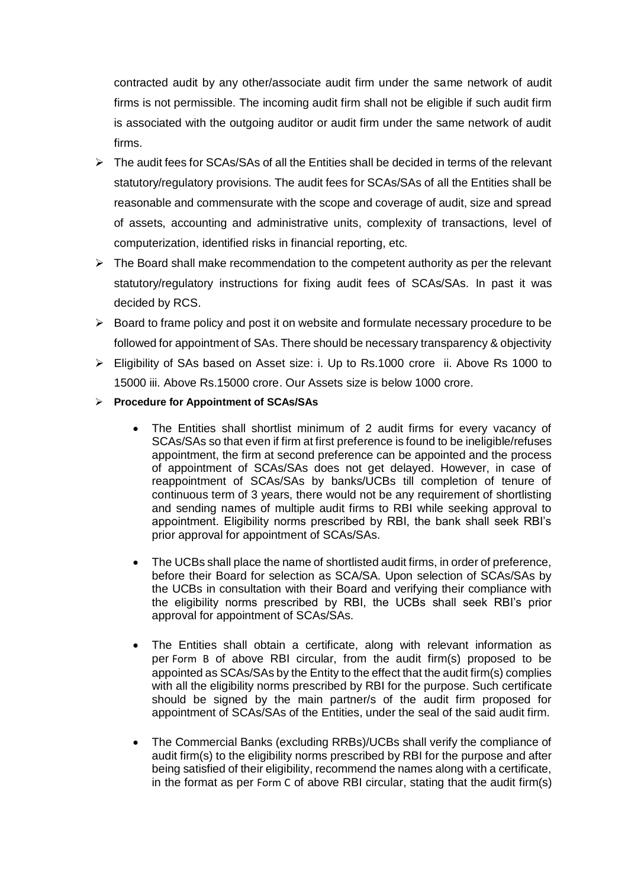contracted audit by any other/associate audit firm under the same network of audit firms is not permissible. The incoming audit firm shall not be eligible if such audit firm is associated with the outgoing auditor or audit firm under the same network of audit firms.

- The audit fees for SCAs/SAs of all the Entities shall be decided in terms of the relevant statutory/regulatory provisions. The audit fees for SCAs/SAs of all the Entities shall be reasonable and commensurate with the scope and coverage of audit, size and spread of assets, accounting and administrative units, complexity of transactions, level of computerization, identified risks in financial reporting, etc.
- The Board shall make recommendation to the competent authority as per the relevant statutory/regulatory instructions for fixing audit fees of SCAs/SAs. In past it was decided by RCS.
- Board to frame policy and post it on website and formulate necessary procedure to be followed for appointment of SAs. There should be necessary transparency & objectivity
- Eligibility of SAs based on Asset size: i. Up to Rs.1000 crore ii. Above Rs 1000 to 15000 iii. Above Rs.15000 crore. Our Assets size is below 1000 crore.
- **Procedure for Appointment of SCAs/SAs**
  - The Entities shall shortlist minimum of 2 audit firms for every vacancy of SCAs/SAs so that even if firm at first preference is found to be ineligible/refuses appointment, the firm at second preference can be appointed and the process of appointment of SCAs/SAs does not get delayed. However, in case of reappointment of SCAs/SAs by banks/UCBs till completion of tenure of continuous term of 3 years, there would not be any requirement of shortlisting and sending names of multiple audit firms to RBI while seeking approval to appointment. Eligibility norms prescribed by RBI, the bank shall seek RBI's prior approval for appointment of SCAs/SAs.
  - The UCBs shall place the name of shortlisted audit firms, in order of preference, before their Board for selection as SCA/SA. Upon selection of SCAs/SAs by the UCBs in consultation with their Board and verifying their compliance with the eligibility norms prescribed by RBI, the UCBs shall seek RBI's prior approval for appointment of SCAs/SAs.
  - The Entities shall obtain a certificate, along with relevant information as per Form B of above RBI circular, from the audit firm(s) proposed to be appointed as SCAs/SAs by the Entity to the effect that the audit firm(s) complies with all the eligibility norms prescribed by RBI for the purpose. Such certificate should be signed by the main partner/s of the audit firm proposed for appointment of SCAs/SAs of the Entities, under the seal of the said audit firm.
  - The Commercial Banks (excluding RRBs)/UCBs shall verify the compliance of audit firm(s) to the eligibility norms prescribed by RBI for the purpose and after being satisfied of their eligibility, recommend the names along with a certificate, in the format as per Form C of above RBI circular, stating that the audit firm(s)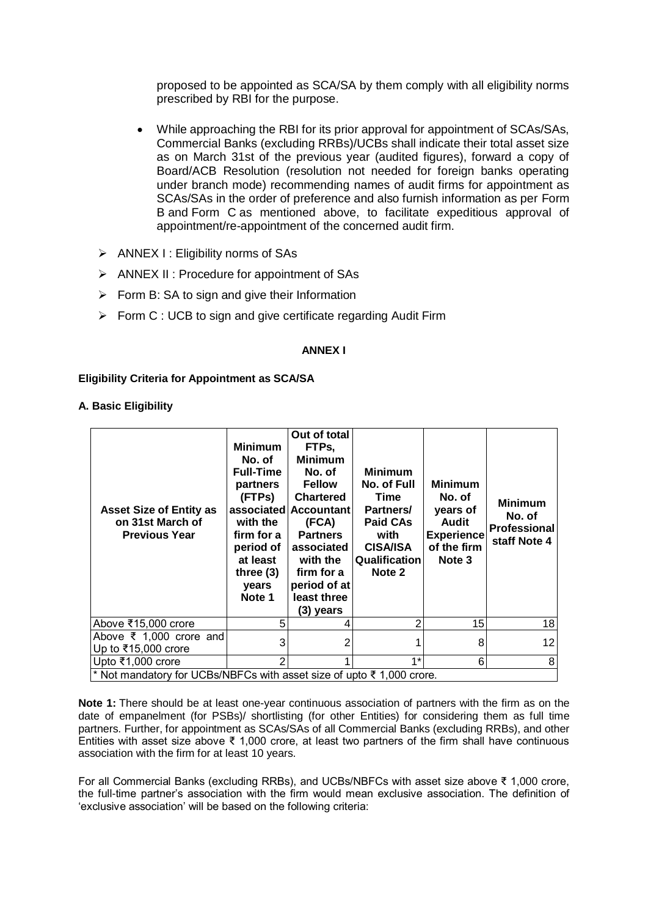proposed to be appointed as SCA/SA by them comply with all eligibility norms prescribed by RBI for the purpose.

- While approaching the RBI for its prior approval for appointment of SCAs/SAs, Commercial Banks (excluding RRBs)/UCBs shall indicate their total asset size as on March 31st of the previous year (audited figures), forward a copy of Board/ACB Resolution (resolution not needed for foreign banks operating under branch mode) recommending names of audit firms for appointment as SCAs/SAs in the order of preference and also furnish information as per Form B and Form C as mentioned above, to facilitate expeditious approval of appointment/re-appointment of the concerned audit firm.

- ➢ ANNEX I : Eligibility norms of SAs
- ➢ ANNEX II : Procedure for appointment of SAs
- ➢ Form B: SA to sign and give their Information
- ➢ Form C : UCB to sign and give certificate regarding Audit Firm

**ANNEX I**

**Eligibility Criteria for Appointment as SCA/SA**

**A. Basic Eligibility**

| Asset Size of Entity as on 31st March of Previous Year | Minimum No. of Full-Time partners (FTPs) associated with the firm for a period of at least three (3) years Note 1 | Out of total FTPs, Minimum No. of Fellow Chartered Accountant (FCA) Partners associated with the firm for a period of at least three (3) years | Minimum No. of Full Time Partners/ Paid CAs with CISA/ISA Qualification Note 2 | Minimum No. of years of Audit Experience of the firm Note 3 | Minimum No. of Professional staff Note 4 |
|---|---|---|---|---|---|
| Above ₹15,000 crore | 5 | 4 | 2 | 15 | 18 |
| Above ₹ 1,000 crore and Up to ₹15,000 crore | 3 | 2 | 1 | 8 | 12 |
| Upto ₹1,000 crore | 2 | 1 | 1* | 6 | 8 |
| * Not mandatory for UCBs/NBFCs with asset size of upto ₹ 1,000 crore. | | | | | |

**Note 1:** There should be at least one-year continuous association of partners with the firm as on the date of empanelment (for PSBs)/ shortlisting (for other Entities) for considering them as full time partners. Further, for appointment as SCAs/SAs of all Commercial Banks (excluding RRBs), and other Entities with asset size above ₹ 1,000 crore, at least two partners of the firm shall have continuous association with the firm for at least 10 years.

For all Commercial Banks (excluding RRBs), and UCBs/NBFCs with asset size above ₹ 1,000 crore, the full-time partner's association with the firm would mean exclusive association. The definition of 'exclusive association' will be based on the following criteria: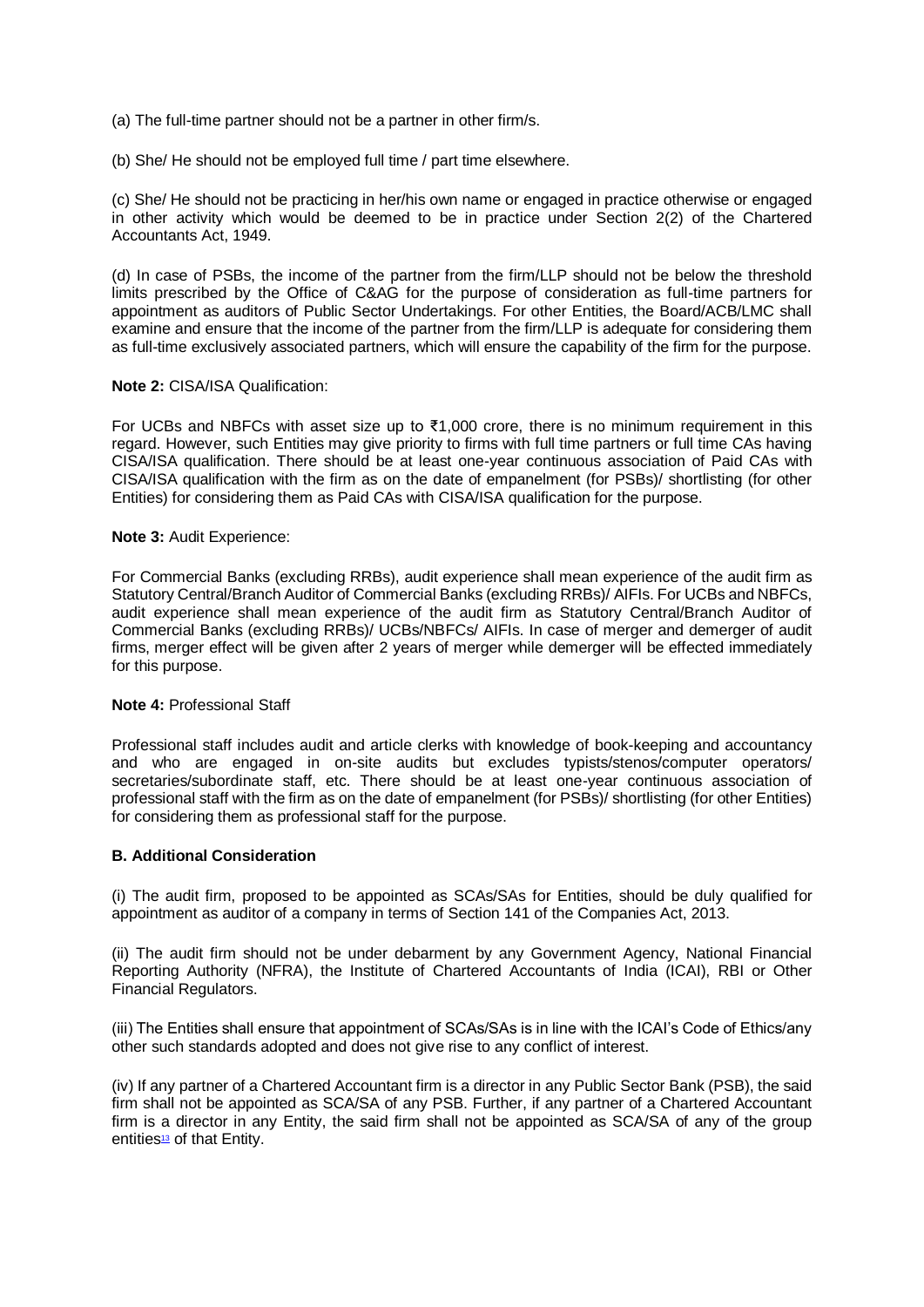(a) The full-time partner should not be a partner in other firm/s.

(b) She/ He should not be employed full time / part time elsewhere.

(c) She/ He should not be practicing in her/his own name or engaged in practice otherwise or engaged in other activity which would be deemed to be in practice under Section 2(2) of the Chartered Accountants Act, 1949.

(d) In case of PSBs, the income of the partner from the firm/LLP should not be below the threshold limits prescribed by the Office of C&AG for the purpose of consideration as full-time partners for appointment as auditors of Public Sector Undertakings. For other Entities, the Board/ACB/LMC shall examine and ensure that the income of the partner from the firm/LLP is adequate for considering them as full-time exclusively associated partners, which will ensure the capability of the firm for the purpose.

**Note 2:** CISA/ISA Qualification:

For UCBs and NBFCs with asset size up to ₹1,000 crore, there is no minimum requirement in this regard. However, such Entities may give priority to firms with full time partners or full time CAs having CISA/ISA qualification. There should be at least one-year continuous association of Paid CAs with CISA/ISA qualification with the firm as on the date of empanelment (for PSBs)/ shortlisting (for other Entities) for considering them as Paid CAs with CISA/ISA qualification for the purpose.

**Note 3:** Audit Experience:

For Commercial Banks (excluding RRBs), audit experience shall mean experience of the audit firm as Statutory Central/Branch Auditor of Commercial Banks (excluding RRBs)/ AIFIs. For UCBs and NBFCs, audit experience shall mean experience of the audit firm as Statutory Central/Branch Auditor of Commercial Banks (excluding RRBs)/ UCBs/NBFCs/ AIFIs. In case of merger and demerger of audit firms, merger effect will be given after 2 years of merger while demerger will be effected immediately for this purpose.

**Note 4:** Professional Staff

Professional staff includes audit and article clerks with knowledge of book-keeping and accountancy and who are engaged in on-site audits but excludes typists/stenos/computer operators/ secretaries/subordinate staff, etc. There should be at least one-year continuous association of professional staff with the firm as on the date of empanelment (for PSBs)/ shortlisting (for other Entities) for considering them as professional staff for the purpose.

**B. Additional Consideration**

(i) The audit firm, proposed to be appointed as SCAs/SAs for Entities, should be duly qualified for appointment as auditor of a company in terms of Section 141 of the Companies Act, 2013.

(ii) The audit firm should not be under debarment by any Government Agency, National Financial Reporting Authority (NFRA), the Institute of Chartered Accountants of India (ICAI), RBI or Other Financial Regulators.

(iii) The Entities shall ensure that appointment of SCAs/SAs is in line with the ICAI's Code of Ethics/any other such standards adopted and does not give rise to any conflict of interest.

(iv) If any partner of a Chartered Accountant firm is a director in any Public Sector Bank (PSB), the said firm shall not be appointed as SCA/SA of any PSB. Further, if any partner of a Chartered Accountant firm is a director in any Entity, the said firm shall not be appointed as SCA/SA of any of the group entities[13] of that Entity.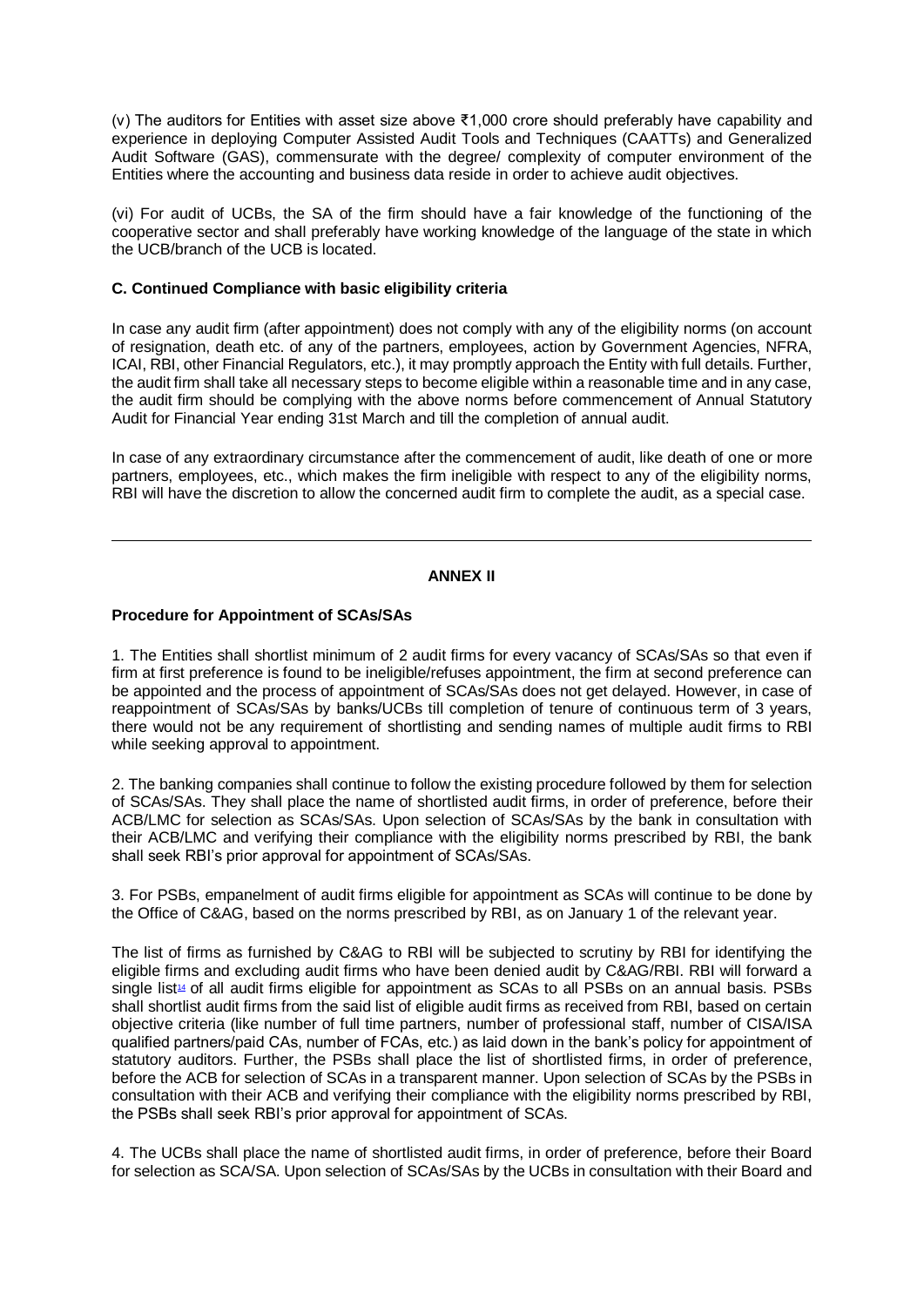(v) The auditors for Entities with asset size above ₹1,000 crore should preferably have capability and experience in deploying Computer Assisted Audit Tools and Techniques (CAATTs) and Generalized Audit Software (GAS), commensurate with the degree/ complexity of computer environment of the Entities where the accounting and business data reside in order to achieve audit objectives.

(vi) For audit of UCBs, the SA of the firm should have a fair knowledge of the functioning of the cooperative sector and shall preferably have working knowledge of the language of the state in which the UCB/branch of the UCB is located.

**C. Continued Compliance with basic eligibility criteria**

In case any audit firm (after appointment) does not comply with any of the eligibility norms (on account of resignation, death etc. of any of the partners, employees, action by Government Agencies, NFRA, ICAI, RBI, other Financial Regulators, etc.), it may promptly approach the Entity with full details. Further, the audit firm shall take all necessary steps to become eligible within a reasonable time and in any case, the audit firm should be complying with the above norms before commencement of Annual Statutory Audit for Financial Year ending 31st March and till the completion of annual audit.

In case of any extraordinary circumstance after the commencement of audit, like death of one or more partners, employees, etc., which makes the firm ineligible with respect to any of the eligibility norms, RBI will have the discretion to allow the concerned audit firm to complete the audit, as a special case.

---

**ANNEX II**

**Procedure for Appointment of SCAs/SAs**

1. The Entities shall shortlist minimum of 2 audit firms for every vacancy of SCAs/SAs so that even if firm at first preference is found to be ineligible/refuses appointment, the firm at second preference can be appointed and the process of appointment of SCAs/SAs does not get delayed. However, in case of reappointment of SCAs/SAs by banks/UCBs till completion of tenure of continuous term of 3 years, there would not be any requirement of shortlisting and sending names of multiple audit firms to RBI while seeking approval to appointment.

2. The banking companies shall continue to follow the existing procedure followed by them for selection of SCAs/SAs. They shall place the name of shortlisted audit firms, in order of preference, before their ACB/LMC for selection as SCAs/SAs. Upon selection of SCAs/SAs by the bank in consultation with their ACB/LMC and verifying their compliance with the eligibility norms prescribed by RBI, the bank shall seek RBI's prior approval for appointment of SCAs/SAs.

3. For PSBs, empanelment of audit firms eligible for appointment as SCAs will continue to be done by the Office of C&AG, based on the norms prescribed by RBI, as on January 1 of the relevant year.

The list of firms as furnished by C&AG to RBI will be subjected to scrutiny by RBI for identifying the eligible firms and excluding audit firms who have been denied audit by C&AG/RBI. RBI will forward a single list[14] of all audit firms eligible for appointment as SCAs to all PSBs on an annual basis. PSBs shall shortlist audit firms from the said list of eligible audit firms as received from RBI, based on certain objective criteria (like number of full time partners, number of professional staff, number of CISA/ISA qualified partners/paid CAs, number of FCAs, etc.) as laid down in the bank's policy for appointment of statutory auditors. Further, the PSBs shall place the list of shortlisted firms, in order of preference, before the ACB for selection of SCAs in a transparent manner. Upon selection of SCAs by the PSBs in consultation with their ACB and verifying their compliance with the eligibility norms prescribed by RBI, the PSBs shall seek RBI's prior approval for appointment of SCAs.

4. The UCBs shall place the name of shortlisted audit firms, in order of preference, before their Board for selection as SCA/SA. Upon selection of SCAs/SAs by the UCBs in consultation with their Board and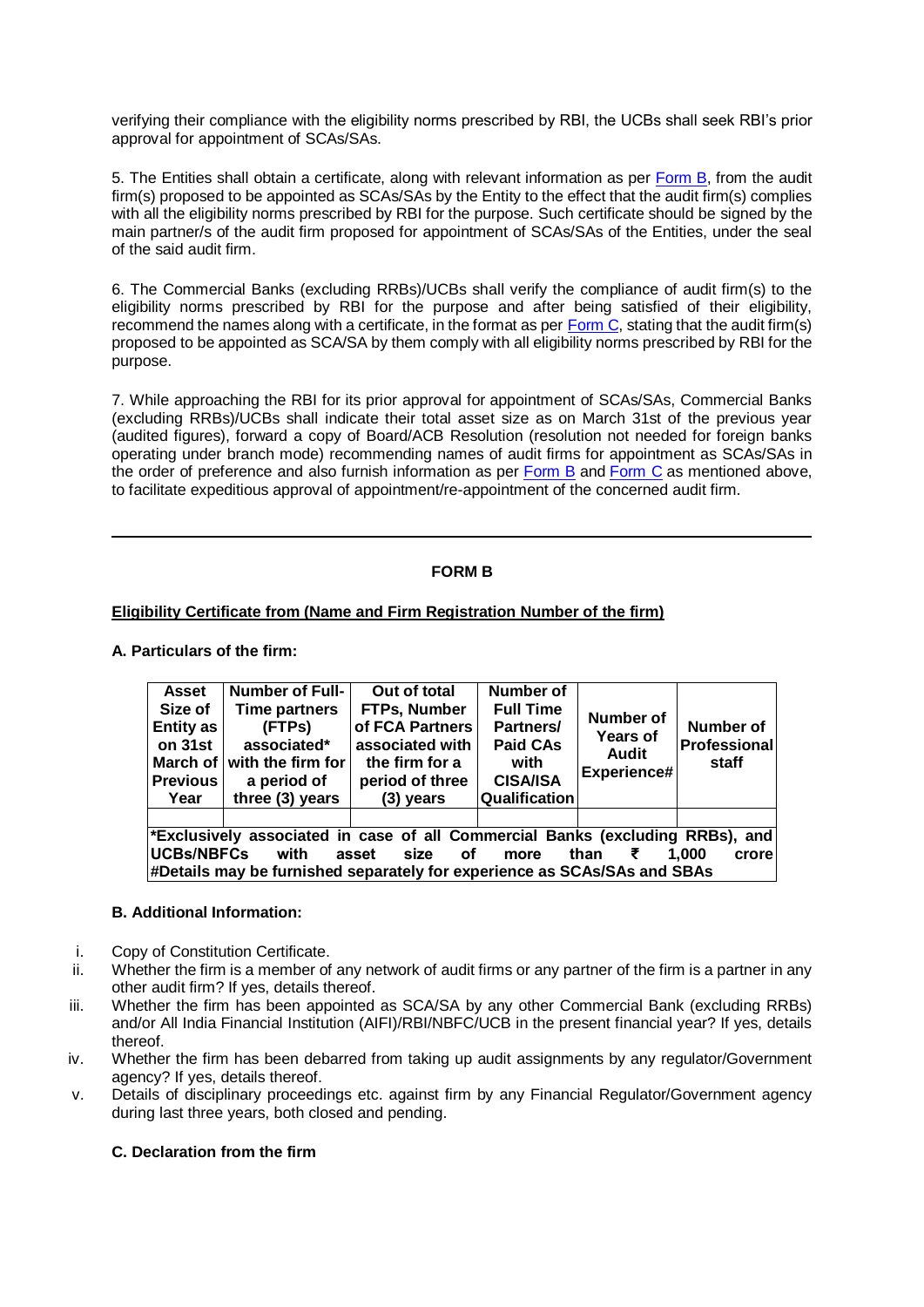verifying their compliance with the eligibility norms prescribed by RBI, the UCBs shall seek RBI's prior approval for appointment of SCAs/SAs.

5. The Entities shall obtain a certificate, along with relevant information as per Form B, from the audit firm(s) proposed to be appointed as SCAs/SAs by the Entity to the effect that the audit firm(s) complies with all the eligibility norms prescribed by RBI for the purpose. Such certificate should be signed by the main partner/s of the audit firm proposed for appointment of SCAs/SAs of the Entities, under the seal of the said audit firm.

6. The Commercial Banks (excluding RRBs)/UCBs shall verify the compliance of audit firm(s) to the eligibility norms prescribed by RBI for the purpose and after being satisfied of their eligibility, recommend the names along with a certificate, in the format as per Form C, stating that the audit firm(s) proposed to be appointed as SCA/SA by them comply with all eligibility norms prescribed by RBI for the purpose.

7. While approaching the RBI for its prior approval for appointment of SCAs/SAs, Commercial Banks (excluding RRBs)/UCBs shall indicate their total asset size as on March 31st of the previous year (audited figures), forward a copy of Board/ACB Resolution (resolution not needed for foreign banks operating under branch mode) recommending names of audit firms for appointment as SCAs/SAs in the order of preference and also furnish information as per Form B and Form C as mentioned above, to facilitate expeditious approval of appointment/re-appointment of the concerned audit firm.

---

## FORM B

**Eligibility Certificate from (Name and Firm Registration Number of the firm)**

**A. Particulars of the firm:**

| Asset Size of Entity as on 31st March of Previous Year | Number of Full-Time partners (FTPs) associated* with the firm for a period of three (3) years | Out of total FTPs, Number of FCA Partners associated with the firm for a period of three (3) years | Number of Full Time Partners/ Paid CAs with CISA/ISA Qualification | Number of Years of Audit Experience# | Number of Professional staff |
|---|---|---|---|---|---|
| | | | | | |

**\*Exclusively associated in case of all Commercial Banks (excluding RRBs), and UCBs/NBFCs with asset size of more than ₹ 1,000 crore**
**#Details may be furnished separately for experience as SCAs/SAs and SBAs**

**B. Additional Information:**

i. Copy of Constitution Certificate.
ii. Whether the firm is a member of any network of audit firms or any partner of the firm is a partner in any other audit firm? If yes, details thereof.
iii. Whether the firm has been appointed as SCA/SA by any other Commercial Bank (excluding RRBs) and/or All India Financial Institution (AIFI)/RBI/NBFC/UCB in the present financial year? If yes, details thereof.
iv. Whether the firm has been debarred from taking up audit assignments by any regulator/Government agency? If yes, details thereof.
v. Details of disciplinary proceedings etc. against firm by any Financial Regulator/Government agency during last three years, both closed and pending.

**C. Declaration from the firm**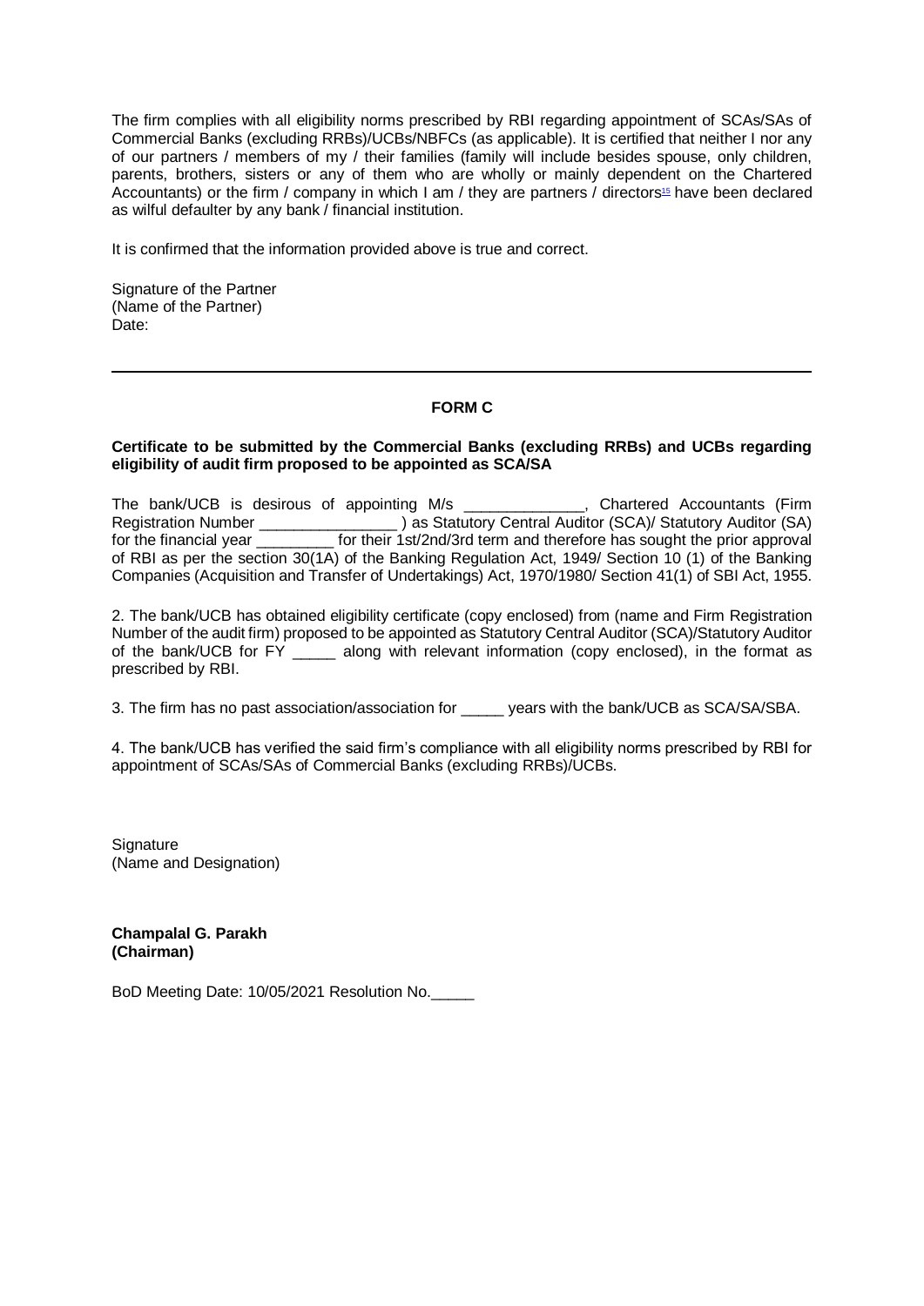The firm complies with all eligibility norms prescribed by RBI regarding appointment of SCAs/SAs of Commercial Banks (excluding RRBs)/UCBs/NBFCs (as applicable). It is certified that neither I nor any of our partners / members of my / their families (family will include besides spouse, only children, parents, brothers, sisters or any of them who are wholly or mainly dependent on the Chartered Accountants) or the firm / company in which I am / they are partners / directors[15] have been declared as wilful defaulter by any bank / financial institution.

It is confirmed that the information provided above is true and correct.

Signature of the Partner
(Name of the Partner)
Date:

---

**FORM C**

**Certificate to be submitted by the Commercial Banks (excluding RRBs) and UCBs regarding eligibility of audit firm proposed to be appointed as SCA/SA**

The bank/UCB is desirous of appointing M/s ______________, Chartered Accountants (Firm Registration Number ________________ ) as Statutory Central Auditor (SCA)/ Statutory Auditor (SA) for the financial year _________ for their 1st/2nd/3rd term and therefore has sought the prior approval of RBI as per the section 30(1A) of the Banking Regulation Act, 1949/ Section 10 (1) of the Banking Companies (Acquisition and Transfer of Undertakings) Act, 1970/1980/ Section 41(1) of SBI Act, 1955.

2. The bank/UCB has obtained eligibility certificate (copy enclosed) from (name and Firm Registration Number of the audit firm) proposed to be appointed as Statutory Central Auditor (SCA)/Statutory Auditor of the bank/UCB for FY _____ along with relevant information (copy enclosed), in the format as prescribed by RBI.

3. The firm has no past association/association for _____ years with the bank/UCB as SCA/SA/SBA.

4. The bank/UCB has verified the said firm's compliance with all eligibility norms prescribed by RBI for appointment of SCAs/SAs of Commercial Banks (excluding RRBs)/UCBs.

Signature
(Name and Designation)

**Champalal G. Parakh**
**(Chairman)**

BoD Meeting Date: 10/05/2021 Resolution No._____